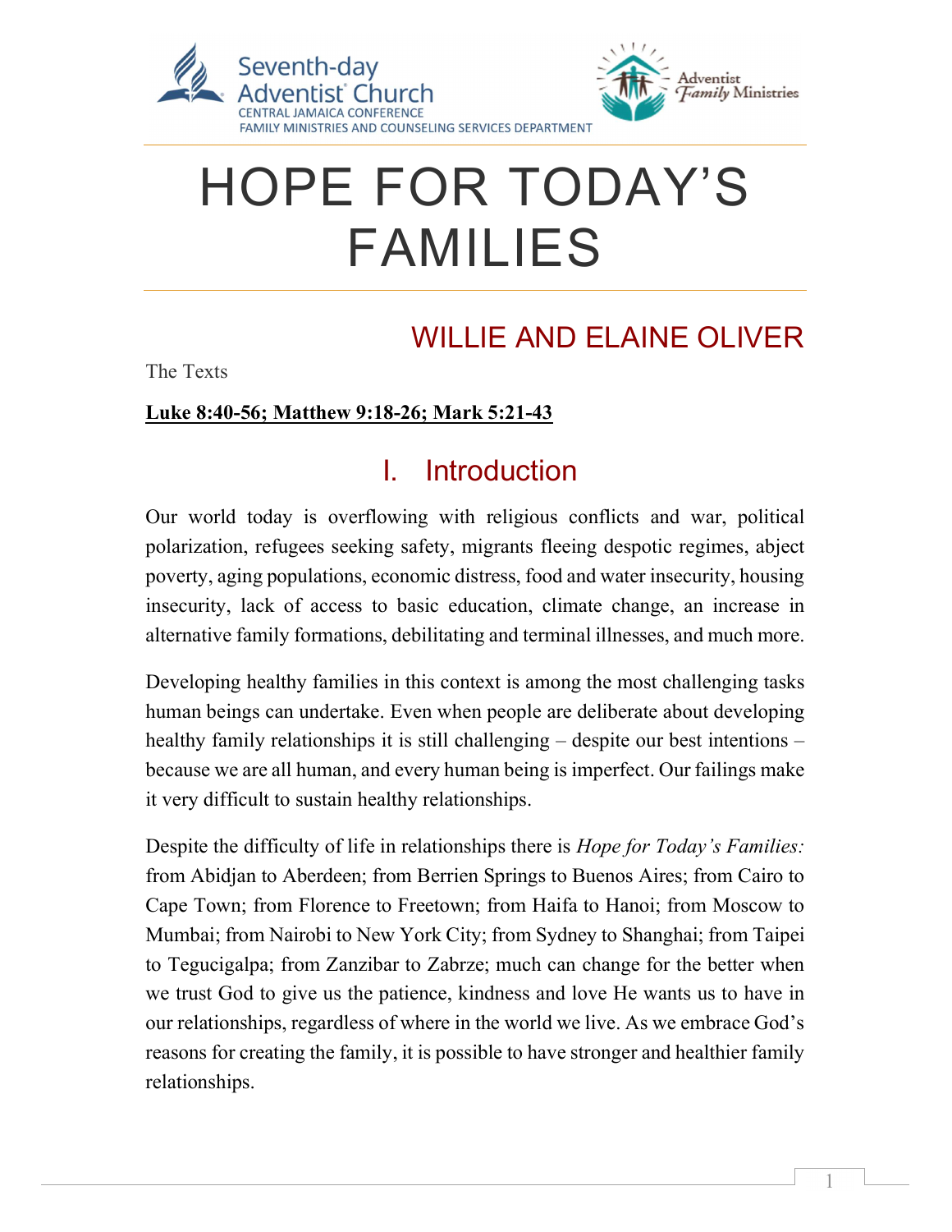Seventh-day Adventist Church
CENTRAL JAMAICA CONFERENCE
FAMILY MINISTRIES AND COUNSELING SERVICES DEPARTMENT

Adventist Family Ministries

# HOPE FOR TODAY'S FAMILIES

## WILLIE AND ELAINE OLIVER

The Texts

**Luke 8:40-56; Matthew 9:18-26; Mark 5:21-43**

## I. Introduction

Our world today is overflowing with religious conflicts and war, political polarization, refugees seeking safety, migrants fleeing despotic regimes, abject poverty, aging populations, economic distress, food and water insecurity, housing insecurity, lack of access to basic education, climate change, an increase in alternative family formations, debilitating and terminal illnesses, and much more.

Developing healthy families in this context is among the most challenging tasks human beings can undertake. Even when people are deliberate about developing healthy family relationships it is still challenging – despite our best intentions – because we are all human, and every human being is imperfect. Our failings make it very difficult to sustain healthy relationships.

Despite the difficulty of life in relationships there is *Hope for Today's Families:* from Abidjan to Aberdeen; from Berrien Springs to Buenos Aires; from Cairo to Cape Town; from Florence to Freetown; from Haifa to Hanoi; from Moscow to Mumbai; from Nairobi to New York City; from Sydney to Shanghai; from Taipei to Tegucigalpa; from Zanzibar to Zabrze; much can change for the better when we trust God to give us the patience, kindness and love He wants us to have in our relationships, regardless of where in the world we live. As we embrace God's reasons for creating the family, it is possible to have stronger and healthier family relationships.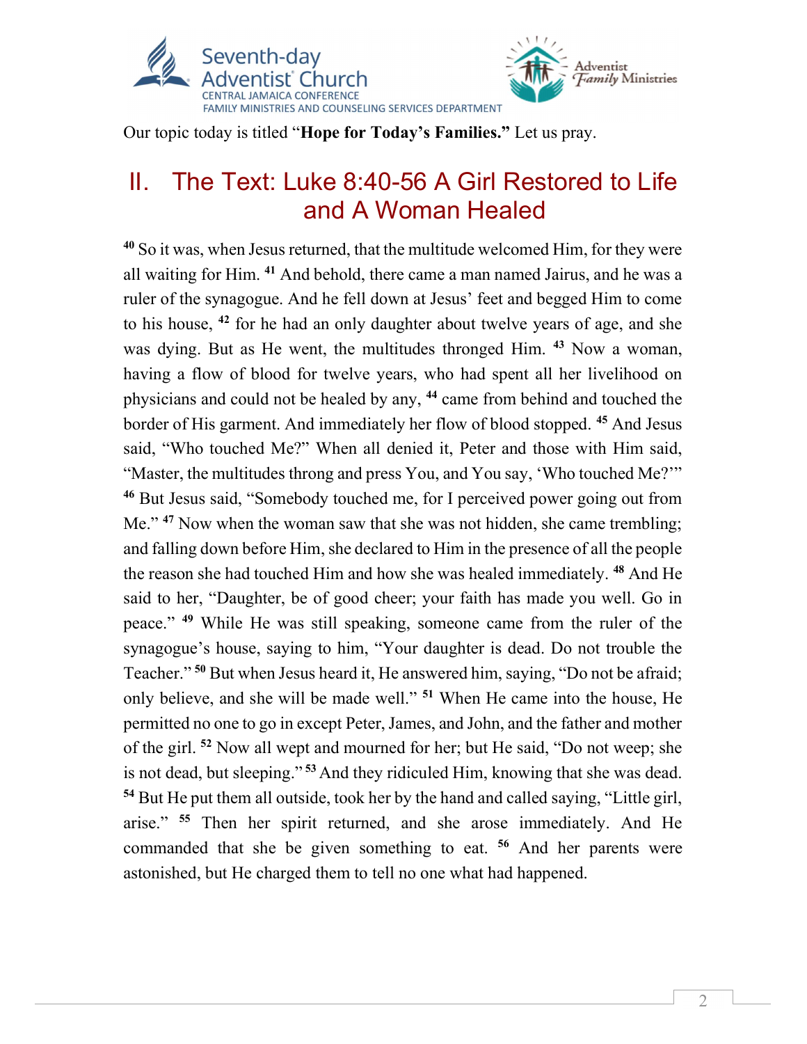Our topic today is titled "**Hope for Today's Families.**" Let us pray.

## II. The Text: Luke 8:40-56 A Girl Restored to Life and A Woman Healed

[40] So it was, when Jesus returned, that the multitude welcomed Him, for they were all waiting for Him. [41] And behold, there came a man named Jairus, and he was a ruler of the synagogue. And he fell down at Jesus' feet and begged Him to come to his house, [42] for he had an only daughter about twelve years of age, and she was dying. But as He went, the multitudes thronged Him. [43] Now a woman, having a flow of blood for twelve years, who had spent all her livelihood on physicians and could not be healed by any, [44] came from behind and touched the border of His garment. And immediately her flow of blood stopped. [45] And Jesus said, "Who touched Me?" When all denied it, Peter and those with Him said, "Master, the multitudes throng and press You, and You say, 'Who touched Me?'" [46] But Jesus said, "Somebody touched me, for I perceived power going out from Me." [47] Now when the woman saw that she was not hidden, she came trembling; and falling down before Him, she declared to Him in the presence of all the people the reason she had touched Him and how she was healed immediately. [48] And He said to her, "Daughter, be of good cheer; your faith has made you well. Go in peace." [49] While He was still speaking, someone came from the ruler of the synagogue's house, saying to him, "Your daughter is dead. Do not trouble the Teacher." [50] But when Jesus heard it, He answered him, saying, "Do not be afraid; only believe, and she will be made well." [51] When He came into the house, He permitted no one to go in except Peter, James, and John, and the father and mother of the girl. [52] Now all wept and mourned for her; but He said, "Do not weep; she is not dead, but sleeping." [53] And they ridiculed Him, knowing that she was dead. [54] But He put them all outside, took her by the hand and called saying, "Little girl, arise." [55] Then her spirit returned, and she arose immediately. And He commanded that she be given something to eat. [56] And her parents were astonished, but He charged them to tell no one what had happened.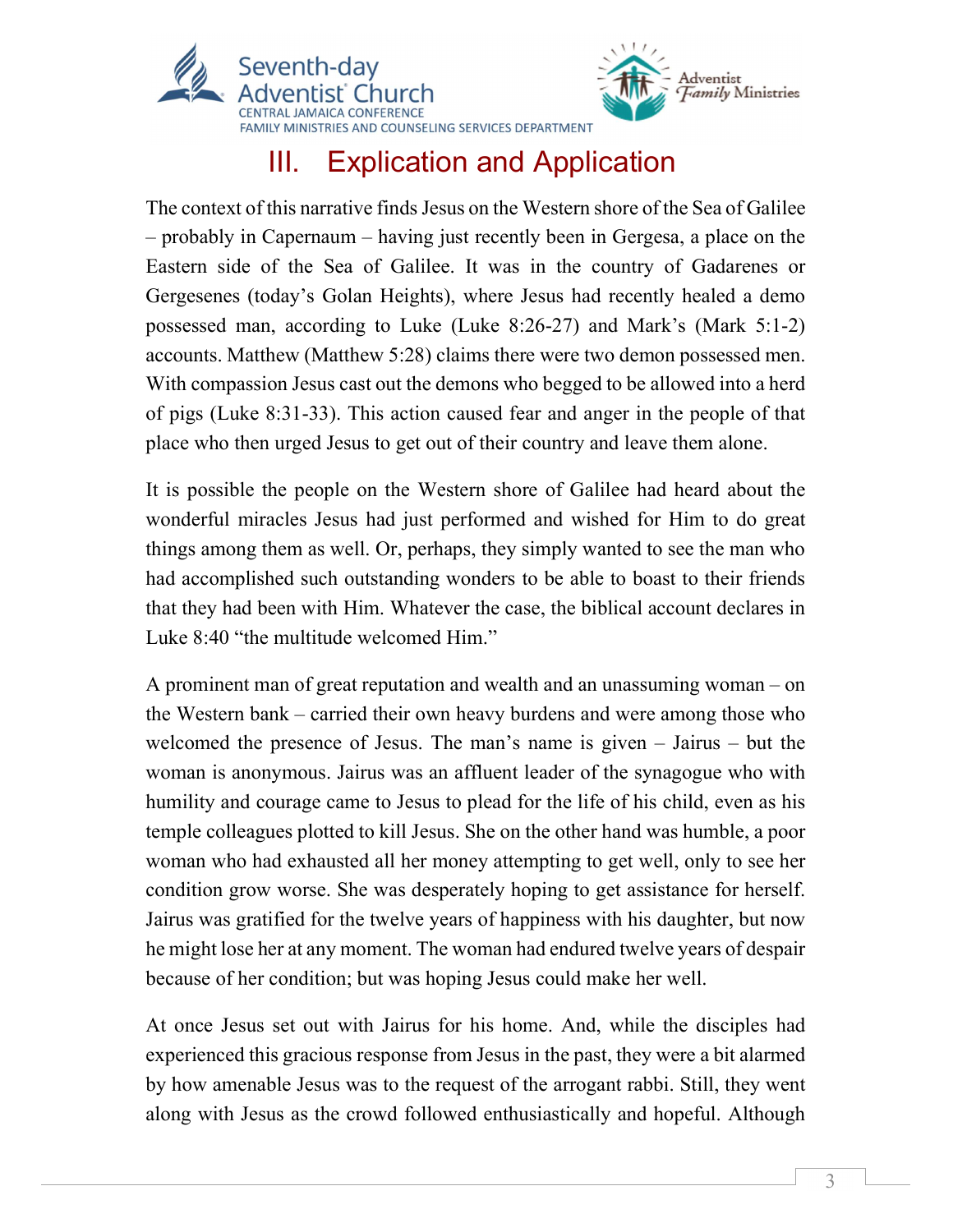# III. Explication and Application

The context of this narrative finds Jesus on the Western shore of the Sea of Galilee – probably in Capernaum – having just recently been in Gergesa, a place on the Eastern side of the Sea of Galilee. It was in the country of Gadarenes or Gergesenes (today's Golan Heights), where Jesus had recently healed a demo possessed man, according to Luke (Luke 8:26-27) and Mark's (Mark 5:1-2) accounts. Matthew (Matthew 5:28) claims there were two demon possessed men. With compassion Jesus cast out the demons who begged to be allowed into a herd of pigs (Luke 8:31-33). This action caused fear and anger in the people of that place who then urged Jesus to get out of their country and leave them alone.

It is possible the people on the Western shore of Galilee had heard about the wonderful miracles Jesus had just performed and wished for Him to do great things among them as well. Or, perhaps, they simply wanted to see the man who had accomplished such outstanding wonders to be able to boast to their friends that they had been with Him. Whatever the case, the biblical account declares in Luke 8:40 "the multitude welcomed Him."

A prominent man of great reputation and wealth and an unassuming woman – on the Western bank – carried their own heavy burdens and were among those who welcomed the presence of Jesus. The man's name is given – Jairus – but the woman is anonymous. Jairus was an affluent leader of the synagogue who with humility and courage came to Jesus to plead for the life of his child, even as his temple colleagues plotted to kill Jesus. She on the other hand was humble, a poor woman who had exhausted all her money attempting to get well, only to see her condition grow worse. She was desperately hoping to get assistance for herself. Jairus was gratified for the twelve years of happiness with his daughter, but now he might lose her at any moment. The woman had endured twelve years of despair because of her condition; but was hoping Jesus could make her well.

At once Jesus set out with Jairus for his home. And, while the disciples had experienced this gracious response from Jesus in the past, they were a bit alarmed by how amenable Jesus was to the request of the arrogant rabbi. Still, they went along with Jesus as the crowd followed enthusiastically and hopeful. Although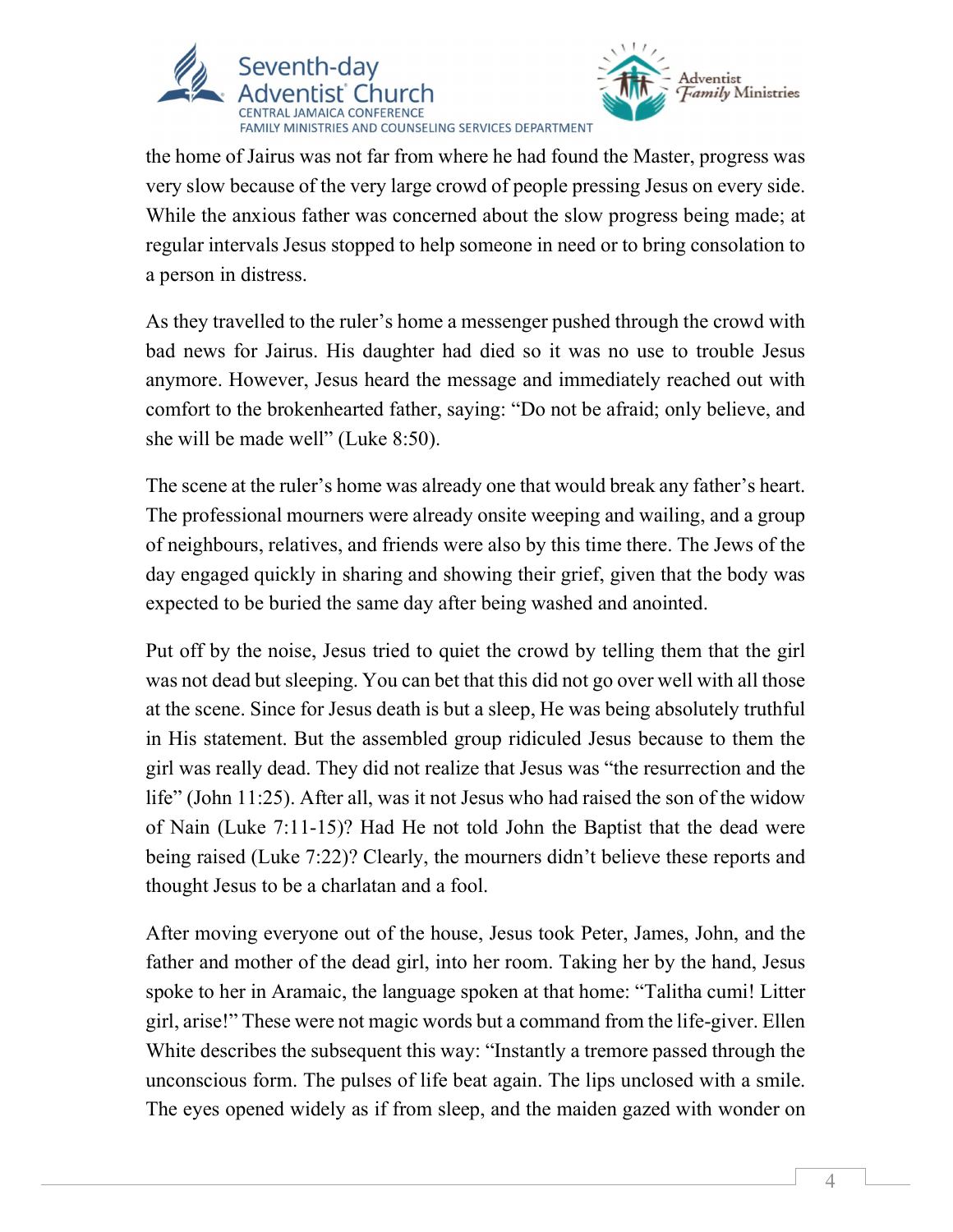the home of Jairus was not far from where he had found the Master, progress was very slow because of the very large crowd of people pressing Jesus on every side. While the anxious father was concerned about the slow progress being made; at regular intervals Jesus stopped to help someone in need or to bring consolation to a person in distress.

As they travelled to the ruler's home a messenger pushed through the crowd with bad news for Jairus. His daughter had died so it was no use to trouble Jesus anymore. However, Jesus heard the message and immediately reached out with comfort to the brokenhearted father, saying: "Do not be afraid; only believe, and she will be made well" (Luke 8:50).

The scene at the ruler's home was already one that would break any father's heart. The professional mourners were already onsite weeping and wailing, and a group of neighbours, relatives, and friends were also by this time there. The Jews of the day engaged quickly in sharing and showing their grief, given that the body was expected to be buried the same day after being washed and anointed.

Put off by the noise, Jesus tried to quiet the crowd by telling them that the girl was not dead but sleeping. You can bet that this did not go over well with all those at the scene. Since for Jesus death is but a sleep, He was being absolutely truthful in His statement. But the assembled group ridiculed Jesus because to them the girl was really dead. They did not realize that Jesus was "the resurrection and the life" (John 11:25). After all, was it not Jesus who had raised the son of the widow of Nain (Luke 7:11-15)? Had He not told John the Baptist that the dead were being raised (Luke 7:22)? Clearly, the mourners didn't believe these reports and thought Jesus to be a charlatan and a fool.

After moving everyone out of the house, Jesus took Peter, James, John, and the father and mother of the dead girl, into her room. Taking her by the hand, Jesus spoke to her in Aramaic, the language spoken at that home: "Talitha cumi! Litter girl, arise!" These were not magic words but a command from the life-giver. Ellen White describes the subsequent this way: "Instantly a tremore passed through the unconscious form. The pulses of life beat again. The lips unclosed with a smile. The eyes opened widely as if from sleep, and the maiden gazed with wonder on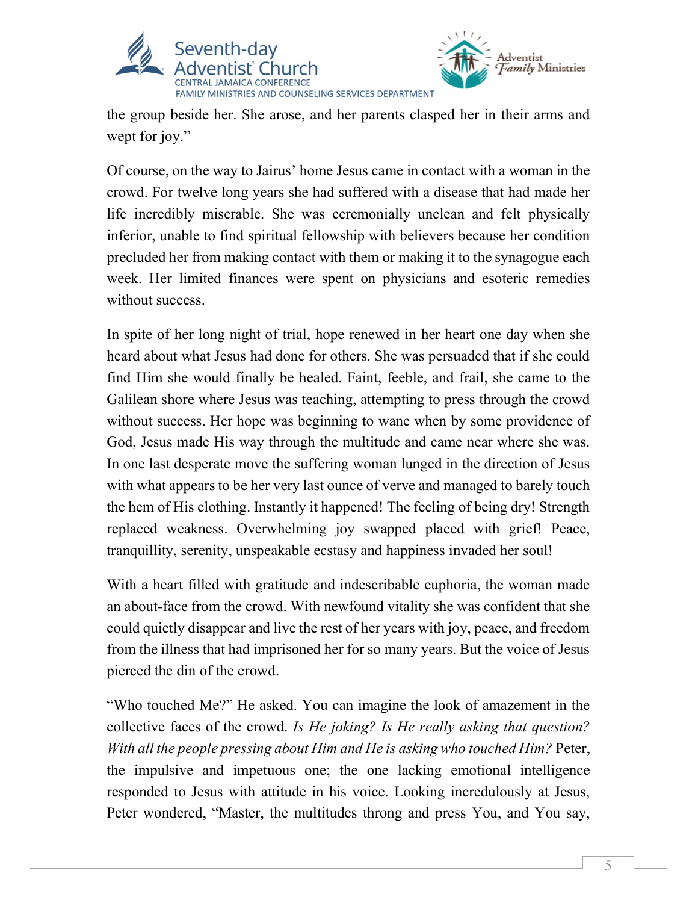the group beside her. She arose, and her parents clasped her in their arms and wept for joy."

Of course, on the way to Jairus' home Jesus came in contact with a woman in the crowd. For twelve long years she had suffered with a disease that had made her life incredibly miserable. She was ceremonially unclean and felt physically inferior, unable to find spiritual fellowship with believers because her condition precluded her from making contact with them or making it to the synagogue each week. Her limited finances were spent on physicians and esoteric remedies without success.

In spite of her long night of trial, hope renewed in her heart one day when she heard about what Jesus had done for others. She was persuaded that if she could find Him she would finally be healed. Faint, feeble, and frail, she came to the Galilean shore where Jesus was teaching, attempting to press through the crowd without success. Her hope was beginning to wane when by some providence of God, Jesus made His way through the multitude and came near where she was. In one last desperate move the suffering woman lunged in the direction of Jesus with what appears to be her very last ounce of verve and managed to barely touch the hem of His clothing. Instantly it happened! The feeling of being dry! Strength replaced weakness. Overwhelming joy swapped placed with grief! Peace, tranquillity, serenity, unspeakable ecstasy and happiness invaded her soul!

With a heart filled with gratitude and indescribable euphoria, the woman made an about-face from the crowd. With newfound vitality she was confident that she could quietly disappear and live the rest of her years with joy, peace, and freedom from the illness that had imprisoned her for so many years. But the voice of Jesus pierced the din of the crowd.

"Who touched Me?" He asked. You can imagine the look of amazement in the collective faces of the crowd. *Is He joking? Is He really asking that question? With all the people pressing about Him and He is asking who touched Him?* Peter, the impulsive and impetuous one; the one lacking emotional intelligence responded to Jesus with attitude in his voice. Looking incredulously at Jesus, Peter wondered, "Master, the multitudes throng and press You, and You say,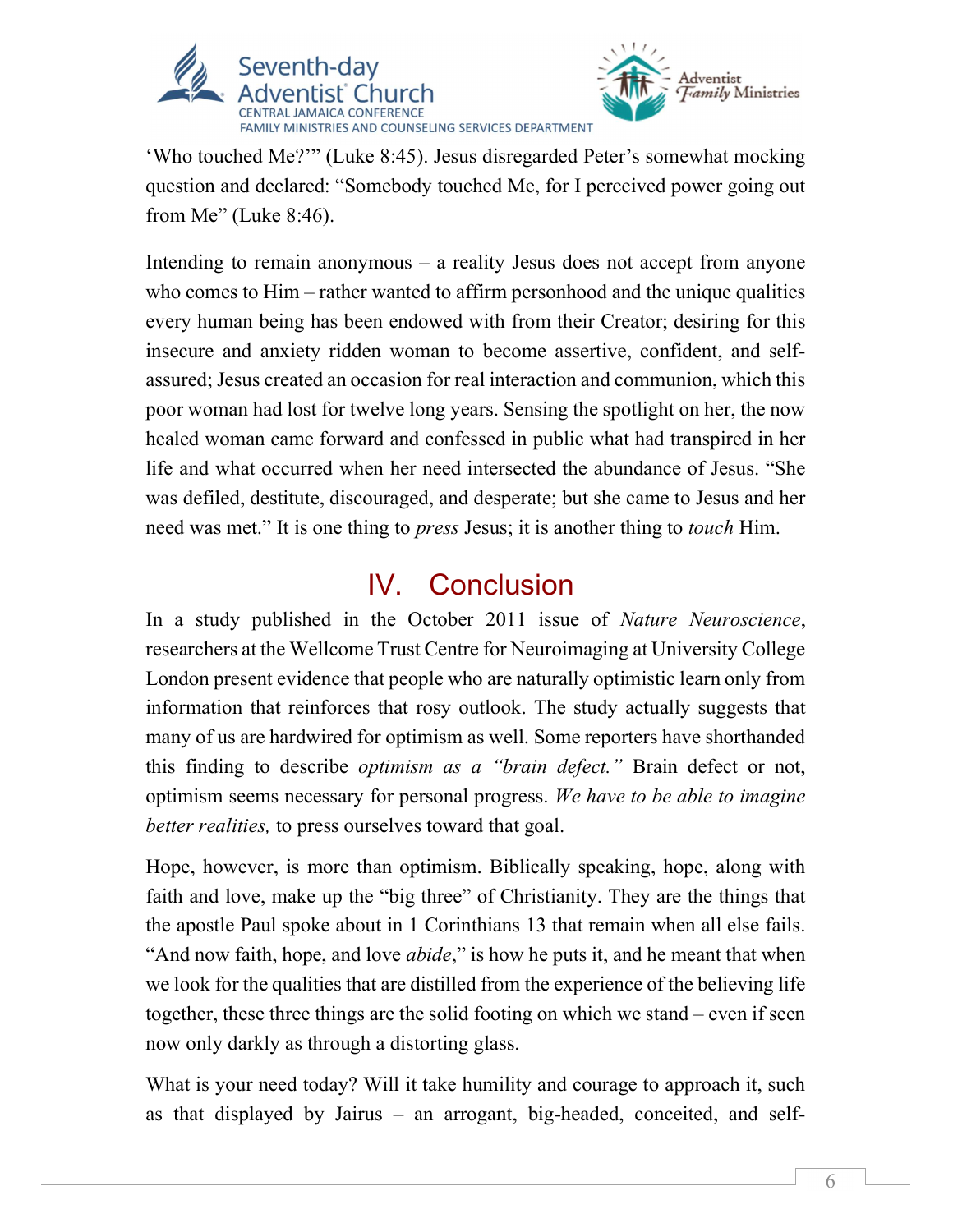'Who touched Me?'" (Luke 8:45). Jesus disregarded Peter's somewhat mocking question and declared: "Somebody touched Me, for I perceived power going out from Me" (Luke 8:46).

Intending to remain anonymous – a reality Jesus does not accept from anyone who comes to Him – rather wanted to affirm personhood and the unique qualities every human being has been endowed with from their Creator; desiring for this insecure and anxiety ridden woman to become assertive, confident, and self-assured; Jesus created an occasion for real interaction and communion, which this poor woman had lost for twelve long years. Sensing the spotlight on her, the now healed woman came forward and confessed in public what had transpired in her life and what occurred when her need intersected the abundance of Jesus. "She was defiled, destitute, discouraged, and desperate; but she came to Jesus and her need was met." It is one thing to *press* Jesus; it is another thing to *touch* Him.

## IV. Conclusion

In a study published in the October 2011 issue of *Nature Neuroscience*, researchers at the Wellcome Trust Centre for Neuroimaging at University College London present evidence that people who are naturally optimistic learn only from information that reinforces that rosy outlook. The study actually suggests that many of us are hardwired for optimism as well. Some reporters have shorthanded this finding to describe *optimism as a "brain defect."* Brain defect or not, optimism seems necessary for personal progress. *We have to be able to imagine better realities,* to press ourselves toward that goal.

Hope, however, is more than optimism. Biblically speaking, hope, along with faith and love, make up the "big three" of Christianity. They are the things that the apostle Paul spoke about in 1 Corinthians 13 that remain when all else fails. "And now faith, hope, and love *abide*," is how he puts it, and he meant that when we look for the qualities that are distilled from the experience of the believing life together, these three things are the solid footing on which we stand – even if seen now only darkly as through a distorting glass.

What is your need today? Will it take humility and courage to approach it, such as that displayed by Jairus – an arrogant, big-headed, conceited, and self-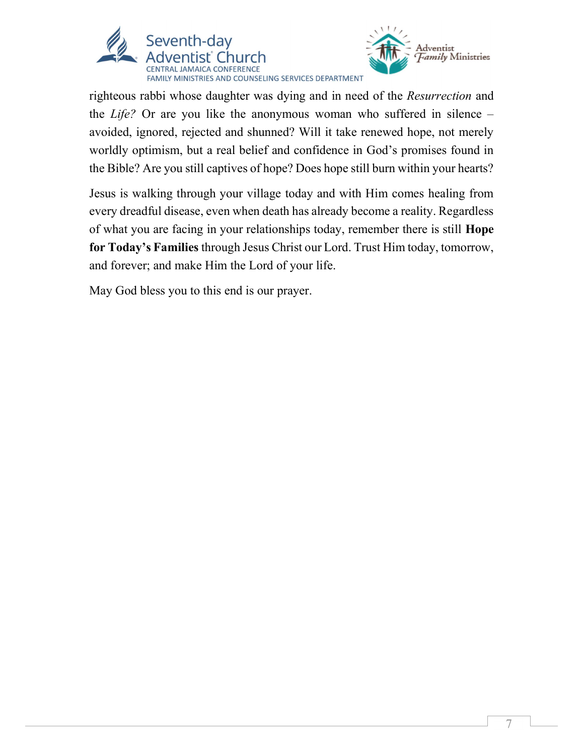righteous rabbi whose daughter was dying and in need of the *Resurrection* and the *Life?* Or are you like the anonymous woman who suffered in silence – avoided, ignored, rejected and shunned? Will it take renewed hope, not merely worldly optimism, but a real belief and confidence in God's promises found in the Bible? Are you still captives of hope? Does hope still burn within your hearts?

Jesus is walking through your village today and with Him comes healing from every dreadful disease, even when death has already become a reality. Regardless of what you are facing in your relationships today, remember there is still **Hope for Today's Families** through Jesus Christ our Lord. Trust Him today, tomorrow, and forever; and make Him the Lord of your life.

May God bless you to this end is our prayer.